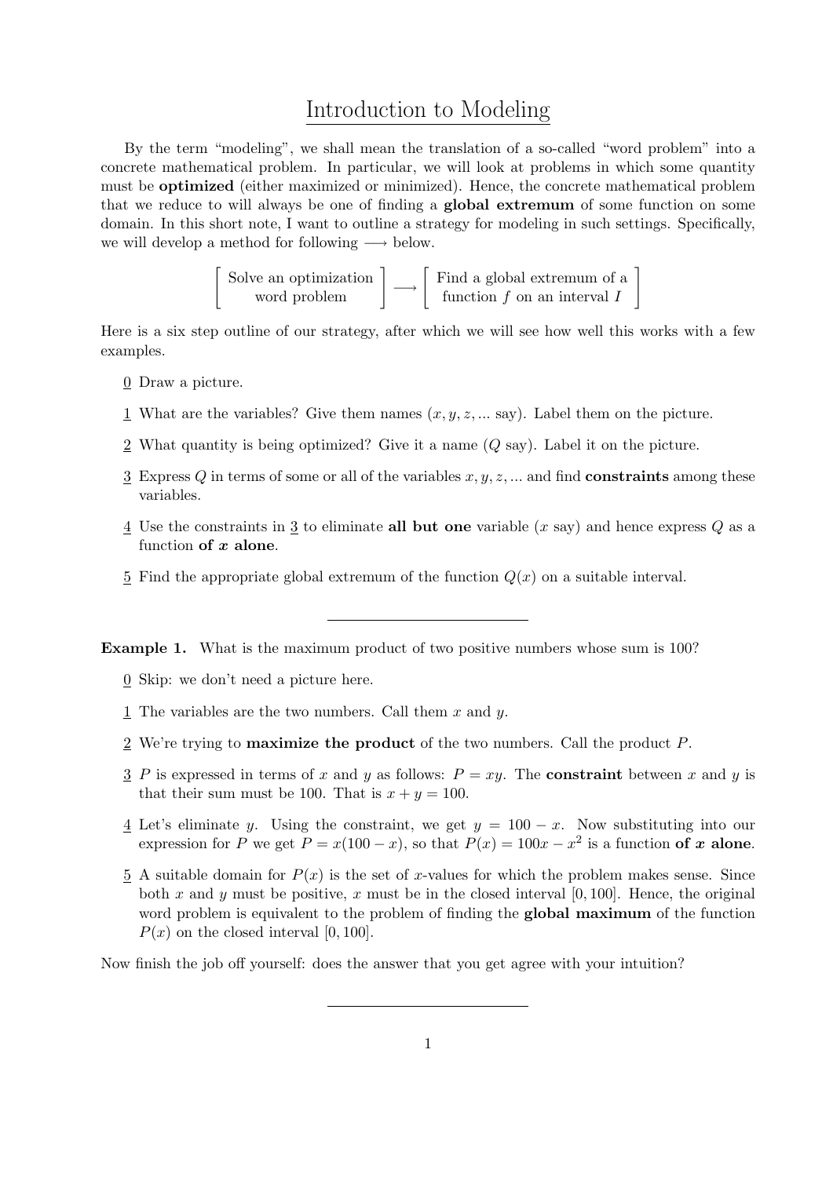# Introduction to Modeling

By the term "modeling", we shall mean the translation of a so-called "word problem" into a concrete mathematical problem. In particular, we will look at problems in which some quantity must be **optimized** (either maximized or minimized). Hence, the concrete mathematical problem that we reduce to will always be one of finding a **global extremum** of some function on some domain. In this short note, I want to outline a strategy for modeling in such settings. Specifically, we will develop a method for following $\longrightarrow$ below.

$$\left[ \begin{array}{c} \text{Solve an optimization} \\ \text{word problem} \end{array} \right] \longrightarrow \left[ \begin{array}{c} \text{Find a global extremum of a} \\ \text{function } f \text{ on an interval } I \end{array} \right]$$

Here is a six step outline of our strategy, after which we will see how well this works with a few examples.

0. Draw a picture.
1. What are the variables? Give them names ($x, y, z, ...$ say). Label them on the picture.
2. What quantity is being optimized? Give it a name ($Q$ say). Label it on the picture.
3. Express $Q$ in terms of some or all of the variables $x, y, z, ...$ and find **constraints** among these variables.
4. Use the constraints in 3 to eliminate **all but one** variable ($x$ say) and hence express $Q$ as a function **of $x$ alone**.
5. Find the appropriate global extremum of the function $Q(x)$ on a suitable interval.

---

**Example 1.** What is the maximum product of two positive numbers whose sum is 100?

0. Skip: we don't need a picture here.
1. The variables are the two numbers. Call them $x$ and $y$.
2. We're trying to **maximize the product** of the two numbers. Call the product $P$.
3. $P$ is expressed in terms of $x$ and $y$ as follows: $P = xy$. The **constraint** between $x$ and $y$ is that their sum must be 100. That is $x + y = 100$.
4. Let's eliminate $y$. Using the constraint, we get $y = 100 - x$. Now substituting into our expression for $P$ we get $P = x(100 - x)$, so that $P(x) = 100x - x^2$ is a function **of $x$ alone**.
5. A suitable domain for $P(x)$ is the set of $x$-values for which the problem makes sense. Since both $x$ and $y$ must be positive, $x$ must be in the closed interval $[0, 100]$. Hence, the original word problem is equivalent to the problem of finding the **global maximum** of the function $P(x)$ on the closed interval $[0, 100]$.

Now finish the job off yourself: does the answer that you get agree with your intuition?

---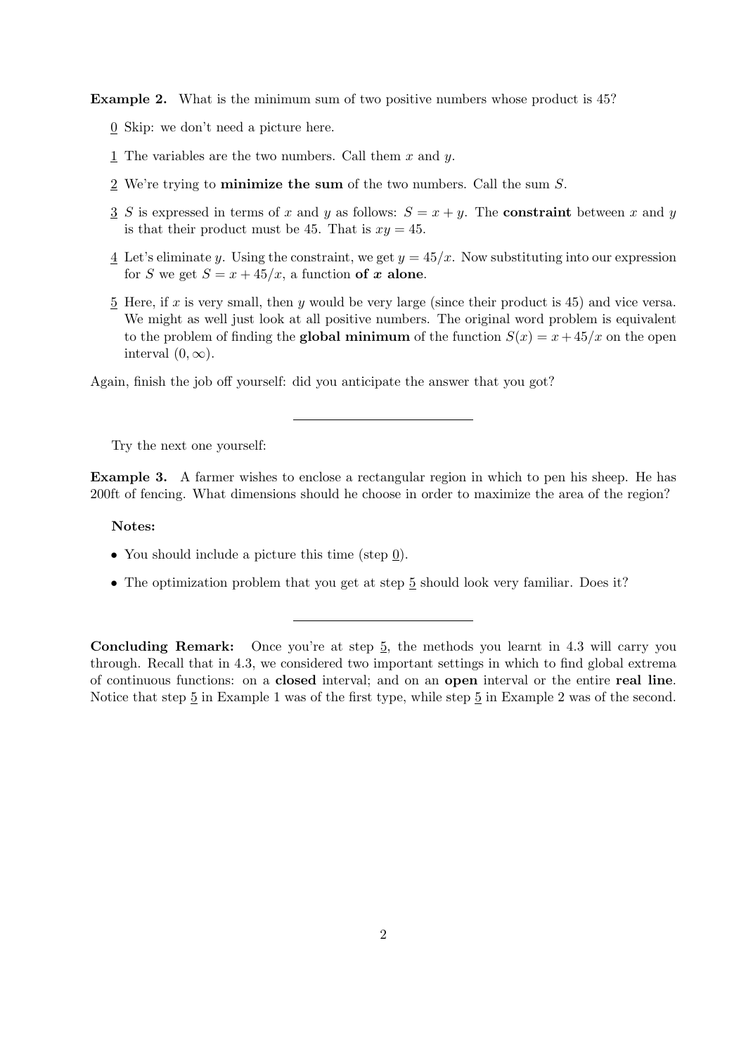**Example 2.** What is the minimum sum of two positive numbers whose product is 45?

- 0 Skip: we don't need a picture here.
- 1 The variables are the two numbers. Call them $x$ and $y$.
- 2 We're trying to **minimize the sum** of the two numbers. Call the sum $S$.
- 3 $S$ is expressed in terms of $x$ and $y$ as follows: $S = x + y$. The **constraint** between $x$ and $y$ is that their product must be 45. That is $xy = 45$.
- 4 Let's eliminate $y$. Using the constraint, we get $y = 45/x$. Now substituting into our expression for $S$ we get $S = x + 45/x$, a function ***of x* alone**.
- 5 Here, if $x$ is very small, then $y$ would be very large (since their product is 45) and vice versa. We might as well just look at all positive numbers. The original word problem is equivalent to the problem of finding the **global minimum** of the function $S(x) = x + 45/x$ on the open interval $(0, \infty)$.

Again, finish the job off yourself: did you anticipate the answer that you got?

---

Try the next one yourself:

**Example 3.** A farmer wishes to enclose a rectangular region in which to pen his sheep. He has 200ft of fencing. What dimensions should he choose in order to maximize the area of the region?

**Notes:**

- You should include a picture this time (step 0).
- The optimization problem that you get at step 5 should look very familiar. Does it?

---

**Concluding Remark:** Once you're at step 5, the methods you learnt in 4.3 will carry you through. Recall that in 4.3, we considered two important settings in which to find global extrema of continuous functions: on a **closed** interval; and on an **open** interval or the entire **real line**. Notice that step 5 in Example 1 was of the first type, while step 5 in Example 2 was of the second.